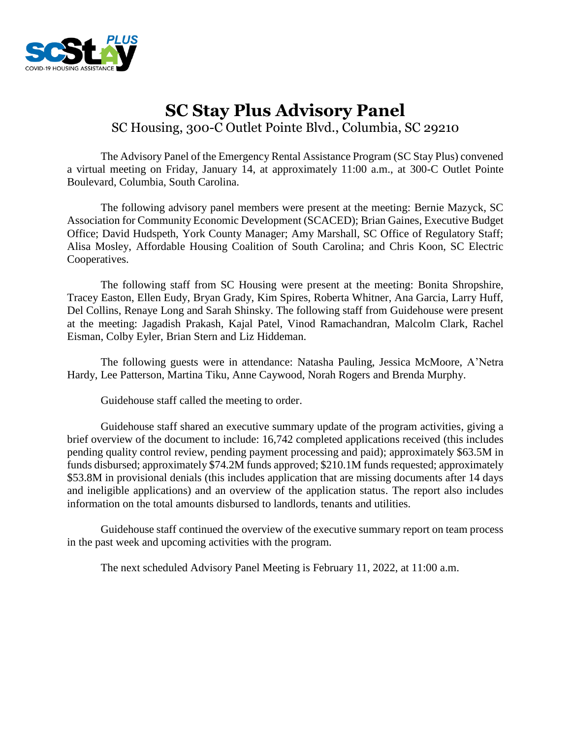# SC Stay Plus Advisory Panel

SC Housing, 300-C Outlet Pointe Blvd., Columbia, SC 29210

The Advisory Panel of the Emergency Rental Assistance Program (SC Stay Plus) convened a virtual meeting on Friday, January 14, at approximately 11:00 a.m., at 300-C Outlet Pointe Boulevard, Columbia, South Carolina.

The following advisory panel members were present at the meeting: Bernie Mazyck, SC Association for Community Economic Development (SCACED); Brian Gaines, Executive Budget Office; David Hudspeth, York County Manager; Amy Marshall, SC Office of Regulatory Staff; Alisa Mosley, Affordable Housing Coalition of South Carolina; and Chris Koon, SC Electric Cooperatives.

The following staff from SC Housing were present at the meeting: Bonita Shropshire, Tracey Easton, Ellen Eudy, Bryan Grady, Kim Spires, Roberta Whitner, Ana Garcia, Larry Huff, Del Collins, Renaye Long and Sarah Shinsky. The following staff from Guidehouse were present at the meeting: Jagadish Prakash, Kajal Patel, Vinod Ramachandran, Malcolm Clark, Rachel Eisman, Colby Eyler, Brian Stern and Liz Hiddeman.

The following guests were in attendance: Natasha Pauling, Jessica McMoore, A'Netra Hardy, Lee Patterson, Martina Tiku, Anne Caywood, Norah Rogers and Brenda Murphy.

Guidehouse staff called the meeting to order.

Guidehouse staff shared an executive summary update of the program activities, giving a brief overview of the document to include: 16,742 completed applications received (this includes pending quality control review, pending payment processing and paid); approximately $63.5M in funds disbursed; approximately $74.2M funds approved; $210.1M funds requested; approximately $53.8M in provisional denials (this includes application that are missing documents after 14 days and ineligible applications) and an overview of the application status. The report also includes information on the total amounts disbursed to landlords, tenants and utilities.

Guidehouse staff continued the overview of the executive summary report on team process in the past week and upcoming activities with the program.

The next scheduled Advisory Panel Meeting is February 11, 2022, at 11:00 a.m.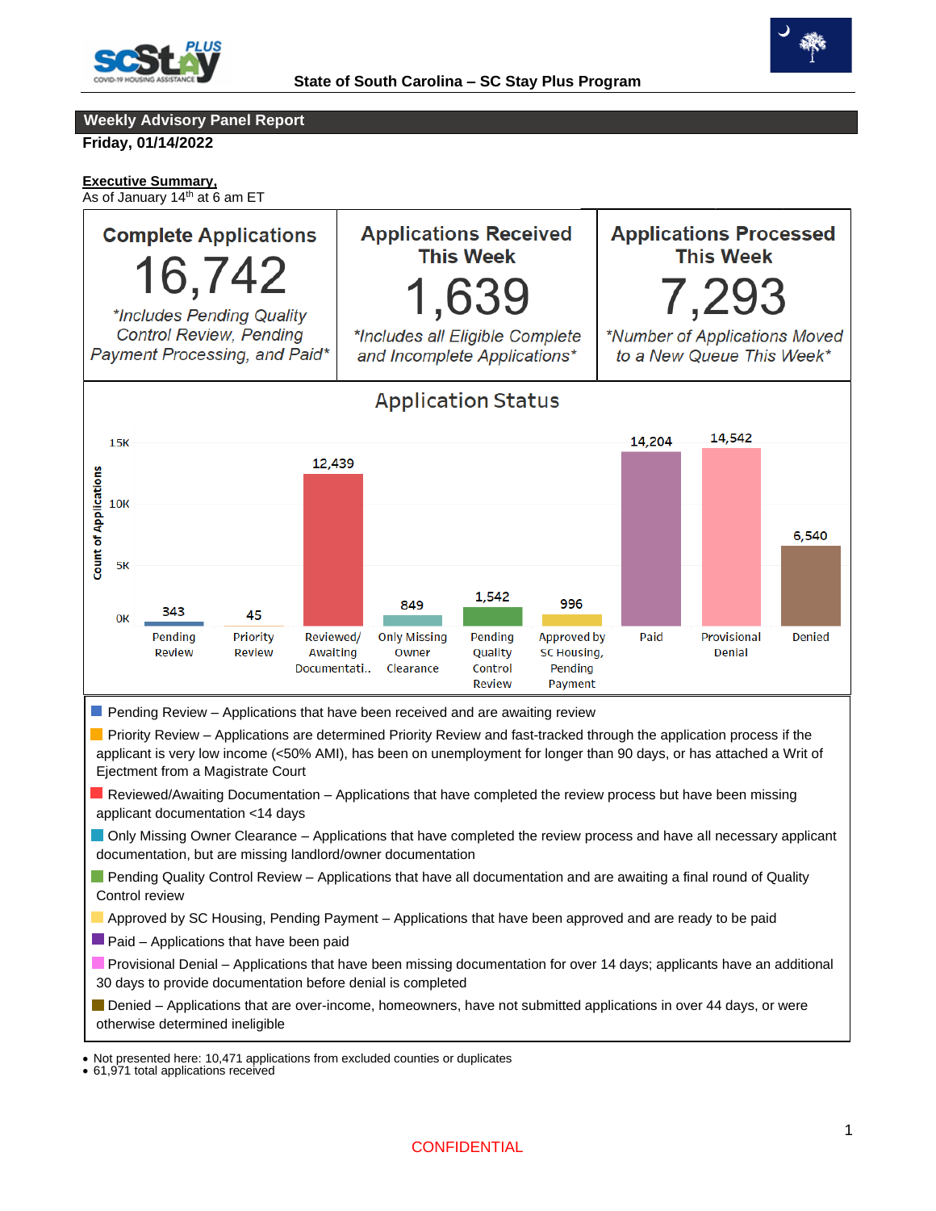State of South Carolina – SC Stay Plus Program

## Weekly Advisory Panel Report

**Friday, 01/14/2022**

**Executive Summary,**
As of January 14th at 6 am ET

| Complete Applications | Applications Received This Week | Applications Processed This Week |
| --- | --- | --- |
| 16,742 | 1,639 | 7,293 |
| *\*Includes Pending Quality Control Review, Pending Payment Processing, and Paid\** | *\*Includes all Eligible Complete and Incomplete Applications\** | *\*Number of Applications Moved to a New Queue This Week\** |

### Application Status

| Status | Count of Applications |
| --- | --- |
| Pending Review | 343 |
| Priority Review | 45 |
| Reviewed/ Awaiting Documentati.. | 12,439 |
| Only Missing Owner Clearance | 849 |
| Pending Quality Control Review | 1,542 |
| Approved by SC Housing, Pending Payment | 996 |
| Paid | 14,204 |
| Provisional Denial | 14,542 |
| Denied | 6,540 |

- Pending Review – Applications that have been received and are awaiting review
- Priority Review – Applications are determined Priority Review and fast-tracked through the application process if the applicant is very low income (<50% AMI), has been on unemployment for longer than 90 days, or has attached a Writ of Ejectment from a Magistrate Court
- Reviewed/Awaiting Documentation – Applications that have completed the review process but have been missing applicant documentation <14 days
- Only Missing Owner Clearance – Applications that have completed the review process and have all necessary applicant documentation, but are missing landlord/owner documentation
- Pending Quality Control Review – Applications that have all documentation and are awaiting a final round of Quality Control review
- Approved by SC Housing, Pending Payment – Applications that have been approved and are ready to be paid
- Paid – Applications that have been paid
- Provisional Denial – Applications that have been missing documentation for over 14 days; applicants have an additional 30 days to provide documentation before denial is completed
- Denied – Applications that are over-income, homeowners, have not submitted applications in over 44 days, or were otherwise determined ineligible

- Not presented here: 10,471 applications from excluded counties or duplicates
- 61,971 total applications received

CONFIDENTIAL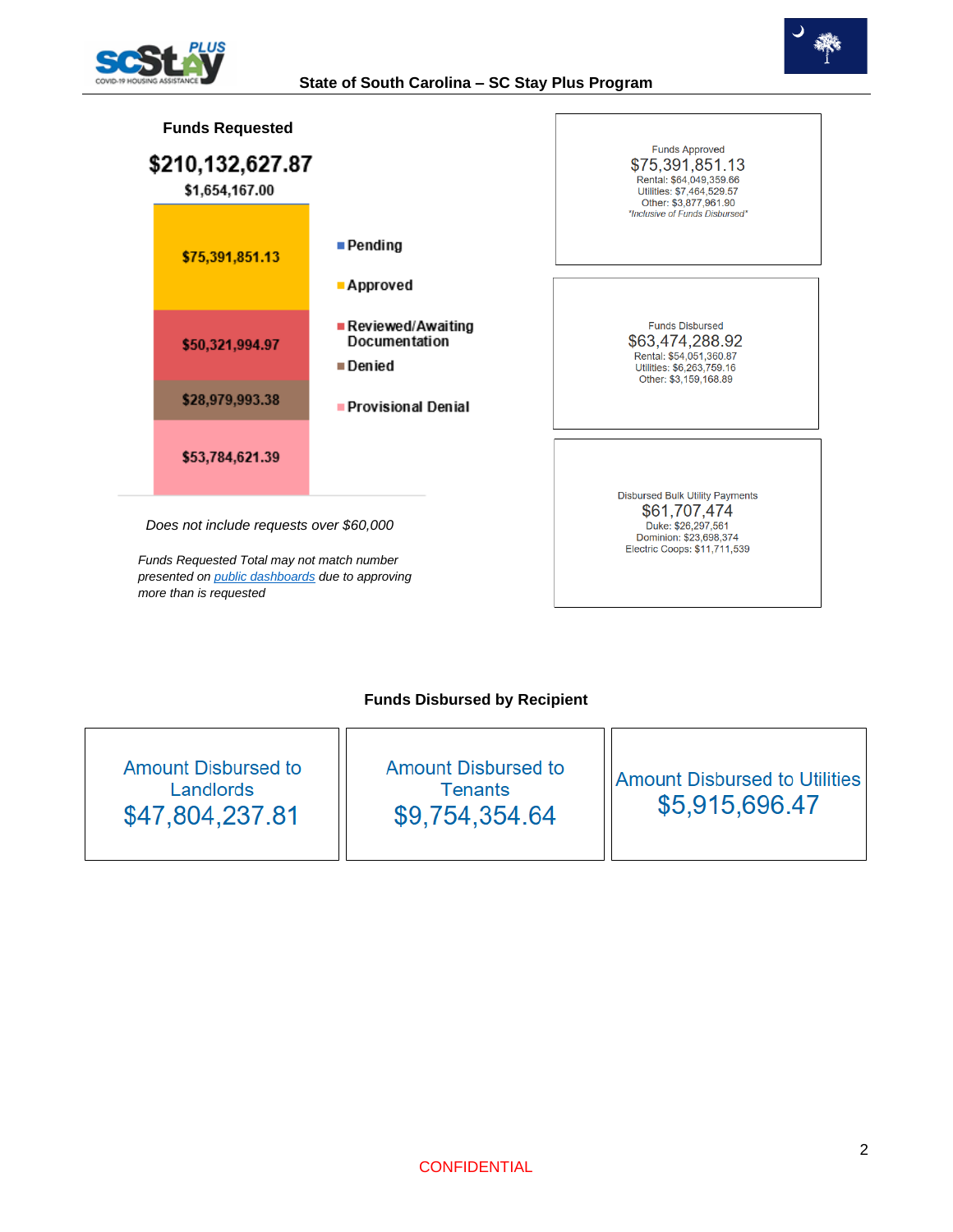State of South Carolina – SC Stay Plus Program

## Funds Requested

**$210,132,627.87**

| Status | Amount |
|---|---|
| Pending | $1,654,167.00 |
| Approved | $75,391,851.13 |
| Reviewed/Awaiting Documentation | $50,321,994.97 |
| Denied | $28,979,993.38 |
| Provisional Denial | $53,784,621.39 |

*Does not include requests over $60,000*

*Funds Requested Total may not match number presented on [public dashboards] due to approving more than is requested*

Funds Approved
$75,391,851.13
Rental: $64,049,359.66
Utilities: $7,464,529.57
Other: $3,877,961.90
*"Inclusive of Funds Disbursed"*

Funds Disbursed
$63,474,288.92
Rental: $54,051,360.87
Utilities: $6,263,759.16
Other: $3,159,168.89

Disbursed Bulk Utility Payments
$61,707,474
Duke: $26,297,561
Dominion: $23,698,374
Electric Coops: $11,711,539

## Funds Disbursed by Recipient

| Amount Disbursed to Landlords | Amount Disbursed to Tenants | Amount Disbursed to Utilities |
|---|---|---|
| $47,804,237.81 | $9,754,354.64 | $5,915,696.47 |

CONFIDENTIAL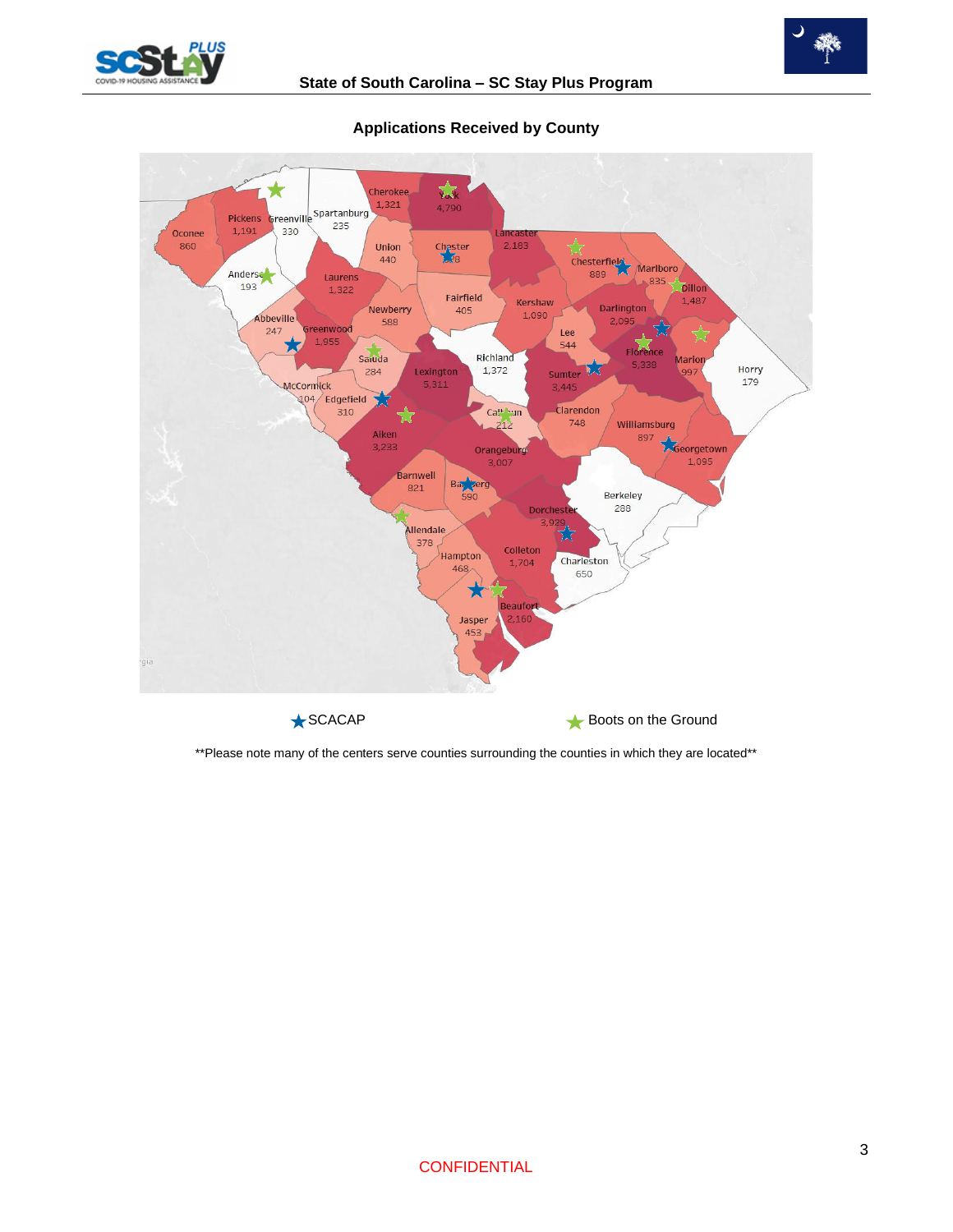## Applications Received by County

| County | Applications |
| --- | --- |
| Cherokee | 1,321 |
| York | 4,790 |
| Pickens | 1,191 |
| Greenville | 330 |
| Spartanburg | 235 |
| Oconee | 860 |
| Union | 440 |
| Chester | 378 |
| Lancaster | 2,183 |
| Chesterfield | 889 |
| Marlboro | 835 |
| Anderson | 193 |
| Laurens | 1,322 |
| Dillon | 1,487 |
| Fairfield | 405 |
| Kershaw | 1,090 |
| Newberry | 588 |
| Darlington | 2,095 |
| Abbeville | 247 |
| Greenwood | 1,955 |
| Lee | 544 |
| Richland | 1,372 |
| Florence | 5,338 |
| Marion | 997 |
| Saluda | 284 |
| Lexington | 5,311 |
| Sumter | 3,445 |
| Horry | 179 |
| McCormick | 104 |
| Edgefield | 310 |
| Calhoun | 212 |
| Clarendon | 748 |
| Williamsburg | 897 |
| Aiken | 3,233 |
| Orangeburg | 3,007 |
| Georgetown | 1,095 |
| Barnwell | 821 |
| Bamberg | 590 |
| Berkeley | 288 |
| Dorchester | 3,929 |
| Allendale | 378 |
| Colleton | 1,704 |
| Charleston | 650 |
| Hampton | 468 |
| Beaufort | 2,160 |
| Jasper | 453 |

★ SCACAP ★ Boots on the Ground

**Please note many of the centers serve counties surrounding the counties in which they are located**

CONFIDENTIAL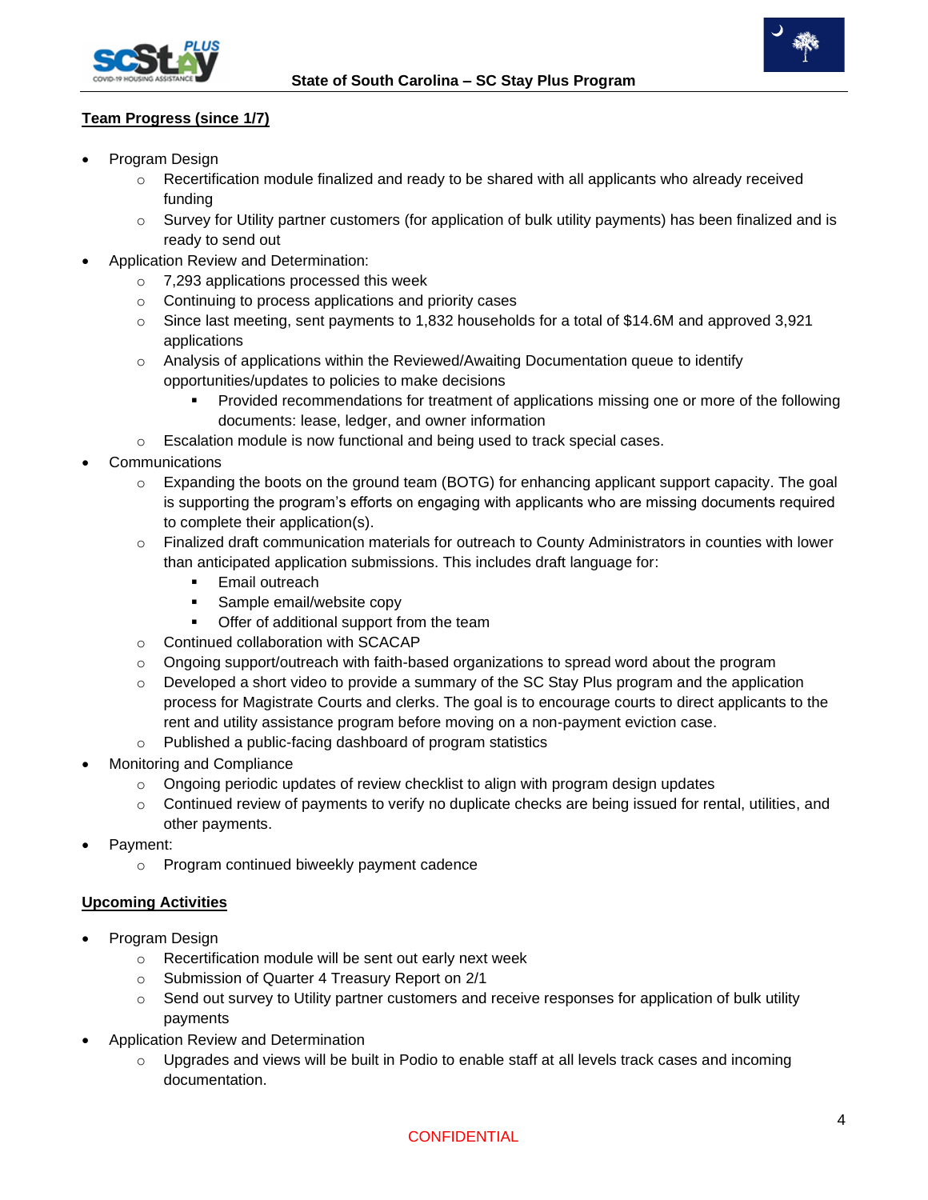**Team Progress (since 1/7)**

- Program Design
  - Recertification module finalized and ready to be shared with all applicants who already received funding
  - Survey for Utility partner customers (for application of bulk utility payments) has been finalized and is ready to send out
- Application Review and Determination:
  - 7,293 applications processed this week
  - Continuing to process applications and priority cases
  - Since last meeting, sent payments to 1,832 households for a total of $14.6M and approved 3,921 applications
  - Analysis of applications within the Reviewed/Awaiting Documentation queue to identify opportunities/updates to policies to make decisions
    - Provided recommendations for treatment of applications missing one or more of the following documents: lease, ledger, and owner information
  - Escalation module is now functional and being used to track special cases.
- Communications
  - Expanding the boots on the ground team (BOTG) for enhancing applicant support capacity. The goal is supporting the program's efforts on engaging with applicants who are missing documents required to complete their application(s).
  - Finalized draft communication materials for outreach to County Administrators in counties with lower than anticipated application submissions. This includes draft language for:
    - Email outreach
    - Sample email/website copy
    - Offer of additional support from the team
  - Continued collaboration with SCACAP
  - Ongoing support/outreach with faith-based organizations to spread word about the program
  - Developed a short video to provide a summary of the SC Stay Plus program and the application process for Magistrate Courts and clerks. The goal is to encourage courts to direct applicants to the rent and utility assistance program before moving on a non-payment eviction case.
  - Published a public-facing dashboard of program statistics
- Monitoring and Compliance
  - Ongoing periodic updates of review checklist to align with program design updates
  - Continued review of payments to verify no duplicate checks are being issued for rental, utilities, and other payments.
- Payment:
  - Program continued biweekly payment cadence

**Upcoming Activities**

- Program Design
  - Recertification module will be sent out early next week
  - Submission of Quarter 4 Treasury Report on 2/1
  - Send out survey to Utility partner customers and receive responses for application of bulk utility payments
- Application Review and Determination
  - Upgrades and views will be built in Podio to enable staff at all levels track cases and incoming documentation.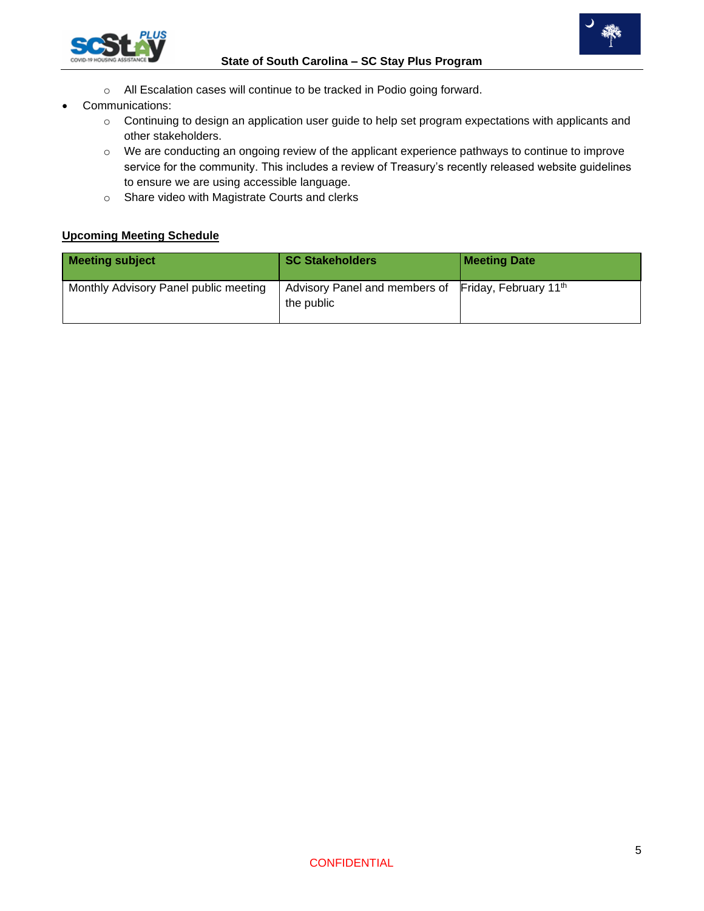- All Escalation cases will continue to be tracked in Podio going forward.
- Communications:
  - Continuing to design an application user guide to help set program expectations with applicants and other stakeholders.
  - We are conducting an ongoing review of the applicant experience pathways to continue to improve service for the community. This includes a review of Treasury's recently released website guidelines to ensure we are using accessible language.
  - Share video with Magistrate Courts and clerks

**Upcoming Meeting Schedule**

| Meeting subject | SC Stakeholders | Meeting Date |
|---|---|---|
| Monthly Advisory Panel public meeting | Advisory Panel and members of the public | Friday, February 11th |

CONFIDENTIAL